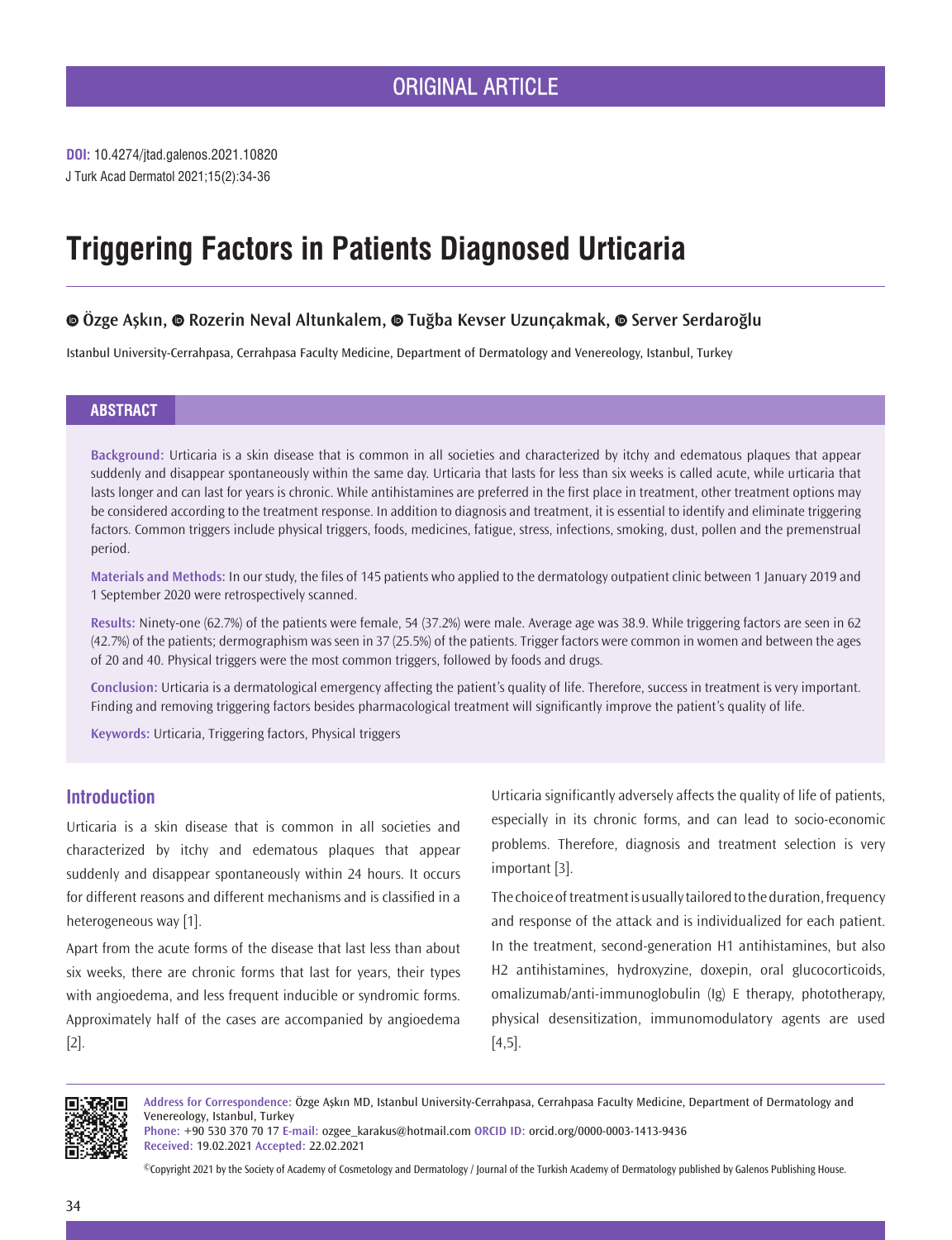ORIGINAL ARTICLE

**DOI:** 10.4274/jtad.galenos.2021.10820

# Triggering Factors in Patients Diagnosed Urticaria

Özge Aşkın, Rozerin Neval Altunkalem, Tuğba Kevser Uzunçakmak, Server Serdaroğlu

Istanbul University-Cerrahpasa, Cerrahpasa Faculty Medicine, Department of Dermatology and Venereology, Istanbul, Turkey

## ABSTRACT

**Background:** Urticaria is a skin disease that is common in all societies and characterized by itchy and edematous plaques that appear suddenly and disappear spontaneously within the same day. Urticaria that lasts for less than six weeks is called acute, while urticaria that lasts longer and can last for years is chronic. While antihistamines are preferred in the first place in treatment, other treatment options may be considered according to the treatment response. In addition to diagnosis and treatment, it is essential to identify and eliminate triggering factors. Common triggers include physical triggers, foods, medicines, fatigue, stress, infections, smoking, dust, pollen and the premenstrual period.

**Materials and Methods:** In our study, the files of 145 patients who applied to the dermatology outpatient clinic between 1 January 2019 and 1 September 2020 were retrospectively scanned.

**Results:** Ninety-one (62.7%) of the patients were female, 54 (37.2%) were male. Average age was 38.9. While triggering factors are seen in 62 (42.7%) of the patients; dermographism was seen in 37 (25.5%) of the patients. Trigger factors were common in women and between the ages of 20 and 40. Physical triggers were the most common triggers, followed by foods and drugs.

**Conclusion:** Urticaria is a dermatological emergency affecting the patient's quality of life. Therefore, success in treatment is very important. Finding and removing triggering factors besides pharmacological treatment will significantly improve the patient's quality of life.

**Keywords:** Urticaria, Triggering factors, Physical triggers

## Introduction

Urticaria is a skin disease that is common in all societies and characterized by itchy and edematous plaques that appear suddenly and disappear spontaneously within 24 hours. It occurs for different reasons and different mechanisms and is classified in a heterogeneous way [1].

Apart from the acute forms of the disease that last less than about six weeks, there are chronic forms that last for years, their types with angioedema, and less frequent inducible or syndromic forms. Approximately half of the cases are accompanied by angioedema [2].

Urticaria significantly adversely affects the quality of life of patients, especially in its chronic forms, and can lead to socio-economic problems. Therefore, diagnosis and treatment selection is very important [3].

The choice of treatment is usually tailored to the duration, frequency and response of the attack and is individualized for each patient. In the treatment, second-generation H1 antihistamines, but also H2 antihistamines, hydroxyzine, doxepin, oral glucocorticoids, omalizumab/anti-immunoglobulin (Ig) E therapy, phototherapy, physical desensitization, immunomodulatory agents are used [4,5].

**Address for Correspondence:** Özge Aşkın MD, Istanbul University-Cerrahpasa, Cerrahpasa Faculty Medicine, Department of Dermatology and Venereology, Istanbul, Turkey
**Phone:** +90 530 370 70 17 **E-mail:** ozgee_karakus@hotmail.com **ORCID ID:** orcid.org/0000-0003-1413-9436
**Received:** 19.02.2021 **Accepted:** 22.02.2021

©Copyright 2021 by the Society of Academy of Cosmetology and Dermatology / Journal of the Turkish Academy of Dermatology published by Galenos Publishing House.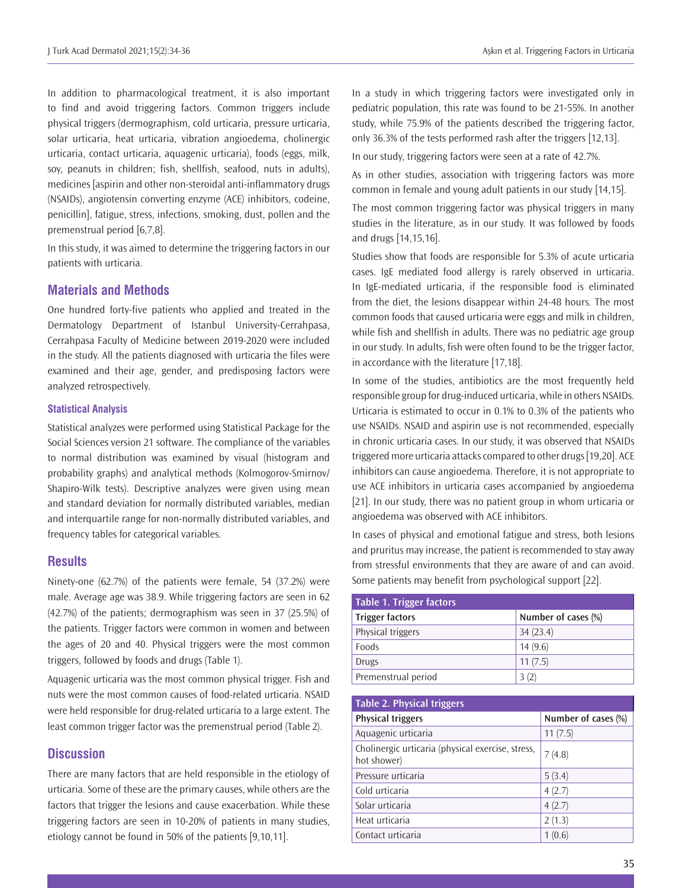In addition to pharmacological treatment, it is also important to find and avoid triggering factors. Common triggers include physical triggers (dermographism, cold urticaria, pressure urticaria, solar urticaria, heat urticaria, vibration angioedema, cholinergic urticaria, contact urticaria, aquagenic urticaria), foods (eggs, milk, soy, peanuts in children; fish, shellfish, seafood, nuts in adults), medicines [aspirin and other non-steroidal anti-inflammatory drugs (NSAIDs), angiotensin converting enzyme (ACE) inhibitors, codeine, penicillin], fatigue, stress, infections, smoking, dust, pollen and the premenstrual period [6,7,8].

In this study, it was aimed to determine the triggering factors in our patients with urticaria.

## Materials and Methods

One hundred forty-five patients who applied and treated in the Dermatology Department of Istanbul University-Cerrahpasa, Cerrahpasa Faculty of Medicine between 2019-2020 were included in the study. All the patients diagnosed with urticaria the files were examined and their age, gender, and predisposing factors were analyzed retrospectively.

### Statistical Analysis

Statistical analyzes were performed using Statistical Package for the Social Sciences version 21 software. The compliance of the variables to normal distribution was examined by visual (histogram and probability graphs) and analytical methods (Kolmogorov-Smirnov/Shapiro-Wilk tests). Descriptive analyzes were given using mean and standard deviation for normally distributed variables, median and interquartile range for non-normally distributed variables, and frequency tables for categorical variables.

## Results

Ninety-one (62.7%) of the patients were female, 54 (37.2%) were male. Average age was 38.9. While triggering factors are seen in 62 (42.7%) of the patients; dermographism was seen in 37 (25.5%) of the patients. Trigger factors were common in women and between the ages of 20 and 40. Physical triggers were the most common triggers, followed by foods and drugs (Table 1).

Aquagenic urticaria was the most common physical trigger. Fish and nuts were the most common causes of food-related urticaria. NSAID were held responsible for drug-related urticaria to a large extent. The least common trigger factor was the premenstrual period (Table 2).

## Discussion

There are many factors that are held responsible in the etiology of urticaria. Some of these are the primary causes, while others are the factors that trigger the lesions and cause exacerbation. While these triggering factors are seen in 10-20% of patients in many studies, etiology cannot be found in 50% of the patients [9,10,11].

In a study in which triggering factors were investigated only in pediatric population, this rate was found to be 21-55%. In another study, while 75.9% of the patients described the triggering factor, only 36.3% of the tests performed rash after the triggers [12,13].

In our study, triggering factors were seen at a rate of 42.7%.

As in other studies, association with triggering factors was more common in female and young adult patients in our study [14,15].

The most common triggering factor was physical triggers in many studies in the literature, as in our study. It was followed by foods and drugs [14,15,16].

Studies show that foods are responsible for 5.3% of acute urticaria cases. IgE mediated food allergy is rarely observed in urticaria. In IgE-mediated urticaria, if the responsible food is eliminated from the diet, the lesions disappear within 24-48 hours. The most common foods that caused urticaria were eggs and milk in children, while fish and shellfish in adults. There was no pediatric age group in our study. In adults, fish were often found to be the trigger factor, in accordance with the literature [17,18].

In some of the studies, antibiotics are the most frequently held responsible group for drug-induced urticaria, while in others NSAIDs. Urticaria is estimated to occur in 0.1% to 0.3% of the patients who use NSAIDs. NSAID and aspirin use is not recommended, especially in chronic urticaria cases. In our study, it was observed that NSAIDs triggered more urticaria attacks compared to other drugs [19,20]. ACE inhibitors can cause angioedema. Therefore, it is not appropriate to use ACE inhibitors in urticaria cases accompanied by angioedema [21]. In our study, there was no patient group in whom urticaria or angioedema was observed with ACE inhibitors.

In cases of physical and emotional fatigue and stress, both lesions and pruritus may increase, the patient is recommended to stay away from stressful environments that they are aware of and can avoid. Some patients may benefit from psychological support [22].

**Table 1. Trigger factors**

| Trigger factors | Number of cases (%) |
|---|---|
| Physical triggers | 34 (23.4) |
| Foods | 14 (9.6) |
| Drugs | 11 (7.5) |
| Premenstrual period | 3 (2) |

**Table 2. Physical triggers**

| Physical triggers | Number of cases (%) |
|---|---|
| Aquagenic urticaria | 11 (7.5) |
| Cholinergic urticaria (physical exercise, stress, hot shower) | 7 (4.8) |
| Pressure urticaria | 5 (3.4) |
| Cold urticaria | 4 (2.7) |
| Solar urticaria | 4 (2.7) |
| Heat urticaria | 2 (1.3) |
| Contact urticaria | 1 (0.6) |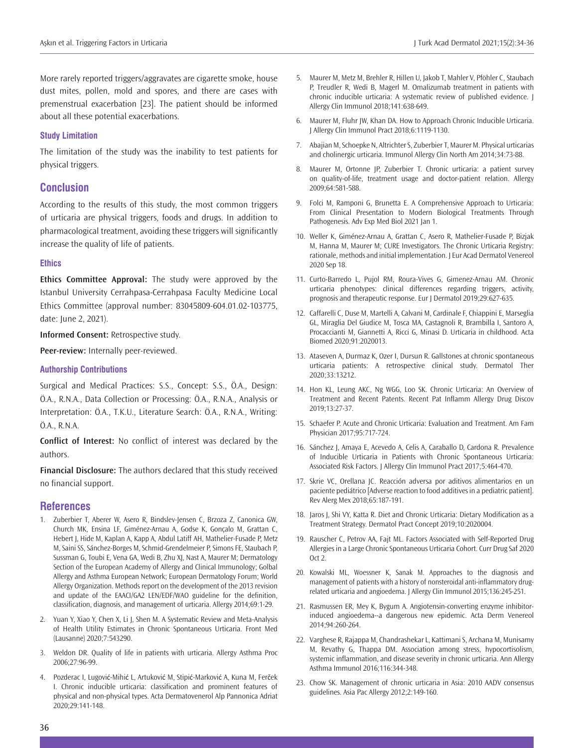More rarely reported triggers/aggravates are cigarette smoke, house dust mites, pollen, mold and spores, and there are cases with premenstrual exacerbation [23]. The patient should be informed about all these potential exacerbations.

### Study Limitation

The limitation of the study was the inability to test patients for physical triggers.

## Conclusion

According to the results of this study, the most common triggers of urticaria are physical triggers, foods and drugs. In addition to pharmacological treatment, avoiding these triggers will significantly increase the quality of life of patients.

### Ethics

**Ethics Committee Approval:** The study were approved by the Istanbul University Cerrahpasa-Cerrahpasa Faculty Medicine Local Ethics Committee (approval number: 83045809-604.01.02-103775, date: June 2, 2021).

**Informed Consent:** Retrospective study.

**Peer-review:** Internally peer-reviewed.

### Authorship Contributions

Surgical and Medical Practices: S.S., Concept: S.S., Ö.A., Design: Ö.A., R.N.A., Data Collection or Processing: Ö.A., R.N.A., Analysis or Interpretation: Ö.A., T.K.U., Literature Search: Ö.A., R.N.A., Writing: Ö.A., R.N.A.

**Conflict of Interest:** No conflict of interest was declared by the authors.

**Financial Disclosure:** The authors declared that this study received no financial support.

## References

1. Zuberbier T, Aberer W, Asero R, Bindslev-Jensen C, Brzoza Z, Canonica GW, Church MK, Ensina LF, Giménez-Arnau A, Godse K, Gonçalo M, Grattan C, Hebert J, Hide M, Kaplan A, Kapp A, Abdul Latiff AH, Mathelier-Fusade P, Metz M, Saini SS, Sánchez-Borges M, Schmid-Grendelmeier P, Simons FE, Staubach P, Sussman G, Toubi E, Vena GA, Wedi B, Zhu XJ, Nast A, Maurer M; Dermatology Section of the European Academy of Allergy and Clinical Immunology; Golbal Allergy and Asthma European Network; European Dermatology Forum; World Allergy Organization. Methods report on the development of the 2013 revision and update of the EAACI/GA2 LEN/EDF/WAO guideline for the definition, classification, diagnosis, and management of urticaria. Allergy 2014;69:1-29.
2. Yuan Y, Xiao Y, Chen X, Li J, Shen M. A Systematic Review and Meta-Analysis of Health Utility Estimates in Chronic Spontaneous Urticaria. Front Med (Lausanne) 2020;7:543290.
3. Weldon DR. Quality of life in patients with urticaria. Allergy Asthma Proc 2006;27:96-99.
4. Pozderac I, Lugović-Mihić L, Artuković M, Stipić-Marković A, Kuna M, Ferček I. Chronic inducible urticaria: classification and prominent features of physical and non-physical types. Acta Dermatovenerol Alp Pannonica Adriat 2020;29:141-148.
5. Maurer M, Metz M, Brehler R, Hillen U, Jakob T, Mahler V, Pföhler C, Staubach P, Treudler R, Wedi B, Magerl M. Omalizumab treatment in patients with chronic inducible urticaria: A systematic review of published evidence. J Allergy Clin Immunol 2018;141:638-649.
6. Maurer M, Fluhr JW, Khan DA. How to Approach Chronic Inducible Urticaria. J Allergy Clin Immunol Pract 2018;6:1119-1130.
7. Abajian M, Schoepke N, Altrichter S, Zuberbier T, Maurer M. Physical urticarias and cholinergic urticaria. Immunol Allergy Clin North Am 2014;34:73-88.
8. Maurer M, Ortonne JP, Zuberbier T. Chronic urticaria: a patient survey on quality-of-life, treatment usage and doctor-patient relation. Allergy 2009;64:581-588.
9. Folci M, Ramponi G, Brunetta E. A Comprehensive Approach to Urticaria: From Clinical Presentation to Modern Biological Treatments Through Pathogenesis. Adv Exp Med Biol 2021 Jan 1.
10. Weller K, Giménez-Arnau A, Grattan C, Asero R, Mathelier-Fusade P, Bizjak M, Hanna M, Maurer M; CURE Investigators. The Chronic Urticaria Registry: rationale, methods and initial implementation. J Eur Acad Dermatol Venereol 2020 Sep 18.
11. Curto-Barredo L, Pujol RM, Roura-Vives G, Gimenez-Arnau AM. Chronic urticaria phenotypes: clinical differences regarding triggers, activity, prognosis and therapeutic response. Eur J Dermatol 2019;29:627-635.
12. Caffarelli C, Duse M, Martelli A, Calvani M, Cardinale F, Chiappini E, Marseglia GL, Miraglia Del Giudice M, Tosca MA, Castagnoli R, Brambilla I, Santoro A, Procaccianti M, Giannetti A, Ricci G, Minasi D. Urticaria in childhood. Acta Biomed 2020;91:2020013.
13. Ataseven A, Durmaz K, Ozer I, Dursun R. Gallstones at chronic spontaneous urticaria patients: A retrospective clinical study. Dermatol Ther 2020;33:13212.
14. Hon KL, Leung AKC, Ng WGG, Loo SK. Chronic Urticaria: An Overview of Treatment and Recent Patents. Recent Pat Inflamm Allergy Drug Discov 2019;13:27-37.
15. Schaefer P. Acute and Chronic Urticaria: Evaluation and Treatment. Am Fam Physician 2017;95:717-724.
16. Sánchez J, Amaya E, Acevedo A, Celis A, Caraballo D, Cardona R. Prevalence of Inducible Urticaria in Patients with Chronic Spontaneous Urticaria: Associated Risk Factors. J Allergy Clin Immunol Pract 2017;5:464-470.
17. Skrie VC, Orellana JC. Reacción adversa por aditivos alimentarios en un paciente pediátrico [Adverse reaction to food additives in a pediatric patient]. Rev Alerg Mex 2018;65:187-191.
18. Jaros J, Shi VY, Katta R. Diet and Chronic Urticaria: Dietary Modification as a Treatment Strategy. Dermatol Pract Concept 2019;10:2020004.
19. Rauscher C, Petrov AA, Fajt ML. Factors Associated with Self-Reported Drug Allergies in a Large Chronic Spontaneous Urticaria Cohort. Curr Drug Saf 2020 Oct 2.
20. Kowalski ML, Woessner K, Sanak M. Approaches to the diagnosis and management of patients with a history of nonsteroidal anti-inflammatory drug-related urticaria and angioedema. J Allergy Clin Immunol 2015;136:245-251.
21. Rasmussen ER, Mey K, Bygum A. Angiotensin-converting enzyme inhibitor-induced angioedema--a dangerous new epidemic. Acta Derm Venereol 2014;94:260-264.
22. Varghese R, Rajappa M, Chandrashekar L, Kattimani S, Archana M, Munisamy M, Revathy G, Thappa DM. Association among stress, hypocortisolism, systemic inflammation, and disease severity in chronic urticaria. Ann Allergy Asthma Immunol 2016;116:344-348.
23. Chow SK. Management of chronic urticaria in Asia: 2010 AADV consensus guidelines. Asia Pac Allergy 2012;2:149-160.